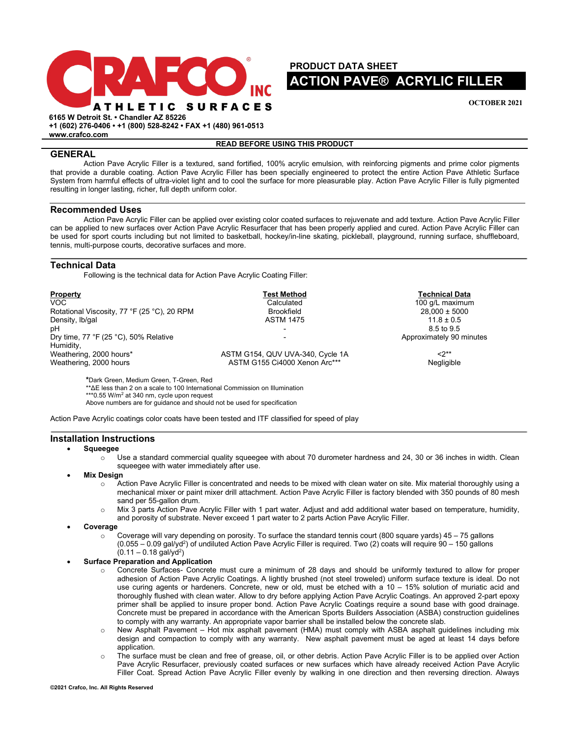CRAFCO INC
ATHLETIC SURFACES

6165 W Detroit St. • Chandler AZ 85226
+1 (602) 276-0406 • +1 (800) 528-8242 • FAX +1 (480) 961-0513
www.crafco.com

# PRODUCT DATA SHEET
# ACTION PAVE® ACRYLIC FILLER

OCTOBER 2021

**READ BEFORE USING THIS PRODUCT**

## GENERAL

Action Pave Acrylic Filler is a textured, sand fortified, 100% acrylic emulsion, with reinforcing pigments and prime color pigments that provide a durable coating. Action Pave Acrylic Filler has been specially engineered to protect the entire Action Pave Athletic Surface System from harmful effects of ultra-violet light and to cool the surface for more pleasurable play. Action Pave Acrylic Filler is fully pigmented resulting in longer lasting, richer, full depth uniform color.

## Recommended Uses

Action Pave Acrylic Filler can be applied over existing color coated surfaces to rejuvenate and add texture. Action Pave Acrylic Filler can be applied to new surfaces over Action Pave Acrylic Resurfacer that has been properly applied and cured. Action Pave Acrylic Filler can be used for sport courts including but not limited to basketball, hockey/in-line skating, pickleball, playground, running surface, shuffleboard, tennis, multi-purpose courts, decorative surfaces and more.

## Technical Data

Following is the technical data for Action Pave Acrylic Coating Filler:

| Property | Test Method | Technical Data |
|---|---|---|
| VOC | Calculated | 100 g/L maximum |
| Rotational Viscosity, 77 °F (25 °C), 20 RPM | Brookfield | 28,000 ± 5000 |
| Density, lb/gal | ASTM 1475 | 11.8 ± 0.5 |
| pH | - | 8.5 to 9.5 |
| Dry time, 77 °F (25 °C), 50% Relative Humidity, | - | Approximately 90 minutes |
| Weathering, 2000 hours* | ASTM G154, QUV UVA-340, Cycle 1A | <2** |
| Weathering, 2000 hours | ASTM G155 Ci4000 Xenon Arc*** | Negligible |

*Dark Green, Medium Green, T-Green, Red
**ΔE less than 2 on a scale to 100 International Commission on Illumination
***0.55 W/m$^2$ at 340 nm, cycle upon request
Above numbers are for guidance and should not be used for specification

Action Pave Acrylic coatings color coats have been tested and ITF classified for speed of play

## Installation Instructions

- **Squeegee**
  - Use a standard commercial quality squeegee with about 70 durometer hardness and 24, 30 or 36 inches in width. Clean squeegee with water immediately after use.
- **Mix Design**
  - Action Pave Acrylic Filler is concentrated and needs to be mixed with clean water on site. Mix material thoroughly using a mechanical mixer or paint mixer drill attachment. Action Pave Acrylic Filler is factory blended with 350 pounds of 80 mesh sand per 55-gallon drum.
  - Mix 3 parts Action Pave Acrylic Filler with 1 part water. Adjust and add additional water based on temperature, humidity, and porosity of substrate. Never exceed 1 part water to 2 parts Action Pave Acrylic Filler.
- **Coverage**
  - Coverage will vary depending on porosity. To surface the standard tennis court (800 square yards) 45 – 75 gallons (0.055 – 0.09 gal/yd$^2$) of undiluted Action Pave Acrylic Filler is required. Two (2) coats will require 90 – 150 gallons (0.11 – 0.18 gal/yd$^2$)
- **Surface Preparation and Application**
  - Concrete Surfaces- Concrete must cure a minimum of 28 days and should be uniformly textured to allow for proper adhesion of Action Pave Acrylic Coatings. A lightly brushed (not steel troweled) uniform surface texture is ideal. Do not use curing agents or hardeners. Concrete, new or old, must be etched with a 10 – 15% solution of muriatic acid and thoroughly flushed with clean water. Allow to dry before applying Action Pave Acrylic Coatings. An approved 2-part epoxy primer shall be applied to insure proper bond. Action Pave Acrylic Coatings require a sound base with good drainage. Concrete must be prepared in accordance with the American Sports Builders Association (ASBA) construction guidelines to comply with any warranty. An appropriate vapor barrier shall be installed below the concrete slab.
  - New Asphalt Pavement – Hot mix asphalt pavement (HMA) must comply with ASBA asphalt guidelines including mix design and compaction to comply with any warranty. New asphalt pavement must be aged at least 14 days before application.
  - The surface must be clean and free of grease, oil, or other debris. Action Pave Acrylic Filler is to be applied over Action Pave Acrylic Resurfacer, previously coated surfaces or new surfaces which have already received Action Pave Acrylic Filler Coat. Spread Action Pave Acrylic Filler evenly by walking in one direction and then reversing direction. Always

©2021 Crafco, Inc. All Rights Reserved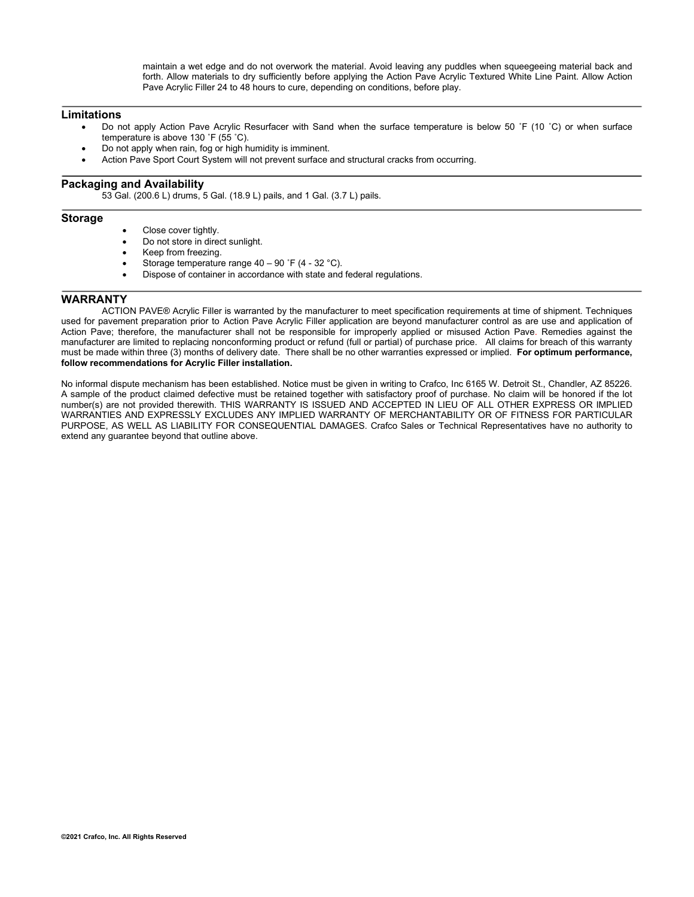maintain a wet edge and do not overwork the material. Avoid leaving any puddles when squeegeeing material back and forth. Allow materials to dry sufficiently before applying the Action Pave Acrylic Textured White Line Paint. Allow Action Pave Acrylic Filler 24 to 48 hours to cure, depending on conditions, before play.

## Limitations

- Do not apply Action Pave Acrylic Resurfacer with Sand when the surface temperature is below 50 ˚F (10 ˚C) or when surface temperature is above 130 ˚F (55 ˚C).
- Do not apply when rain, fog or high humidity is imminent.
- Action Pave Sport Court System will not prevent surface and structural cracks from occurring.

## Packaging and Availability

53 Gal. (200.6 L) drums, 5 Gal. (18.9 L) pails, and 1 Gal. (3.7 L) pails.

## Storage

- Close cover tightly.
- Do not store in direct sunlight.
- Keep from freezing.
- Storage temperature range 40 – 90 ˚F (4 - 32 °C).
- Dispose of container in accordance with state and federal regulations.

## WARRANTY

ACTION PAVE® Acrylic Filler is warranted by the manufacturer to meet specification requirements at time of shipment. Techniques used for pavement preparation prior to Action Pave Acrylic Filler application are beyond manufacturer control as are use and application of Action Pave; therefore, the manufacturer shall not be responsible for improperly applied or misused Action Pave. Remedies against the manufacturer are limited to replacing nonconforming product or refund (full or partial) of purchase price. All claims for breach of this warranty must be made within three (3) months of delivery date. There shall be no other warranties expressed or implied. **For optimum performance, follow recommendations for Acrylic Filler installation.**

No informal dispute mechanism has been established. Notice must be given in writing to Crafco, Inc 6165 W. Detroit St., Chandler, AZ 85226. A sample of the product claimed defective must be retained together with satisfactory proof of purchase. No claim will be honored if the lot number(s) are not provided therewith. THIS WARRANTY IS ISSUED AND ACCEPTED IN LIEU OF ALL OTHER EXPRESS OR IMPLIED WARRANTIES AND EXPRESSLY EXCLUDES ANY IMPLIED WARRANTY OF MERCHANTABILITY OR OF FITNESS FOR PARTICULAR PURPOSE, AS WELL AS LIABILITY FOR CONSEQUENTIAL DAMAGES. Crafco Sales or Technical Representatives have no authority to extend any guarantee beyond that outline above.

**©2021 Crafco, Inc. All Rights Reserved**